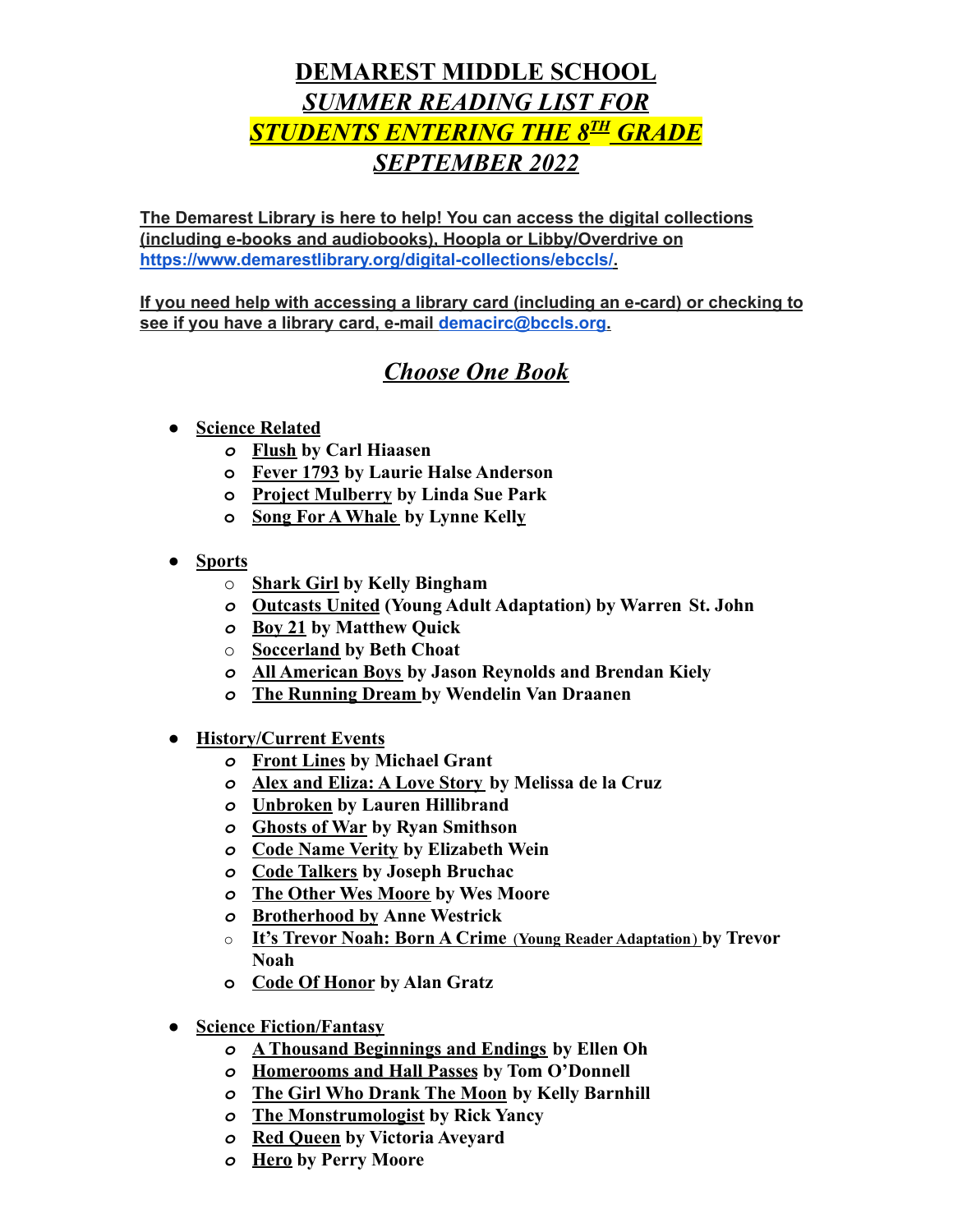# DEMAREST MIDDLE SCHOOL

## *SUMMER READING LIST FOR*

## *STUDENTS ENTERING THE 8TH GRADE*

## *SEPTEMBER 2022*

**The Demarest Library is here to help! You can access the digital collections (including e-books and audiobooks), Hoopla or Libby/Overdrive on https://www.demarestlibrary.org/digital-collections/ebccls/.**

**If you need help with accessing a library card (including an e-card) or checking to see if you have a library card, e-mail demacirc@bccls.org.**

## *Choose One Book*

- **Science Related**
  - **Flush** by Carl Hiaasen
  - **Fever 1793** by Laurie Halse Anderson
  - **Project Mulberry** by Linda Sue Park
  - **Song For A Whale** by Lynne Kelly

- **Sports**
  - **Shark Girl** by Kelly Bingham
  - **Outcasts United** (Young Adult Adaptation) by Warren St. John
  - **Boy 21** by Matthew Quick
  - **Soccerland** by Beth Choat
  - **All American Boys** by Jason Reynolds and Brendan Kiely
  - **The Running Dream** by Wendelin Van Draanen

- **History/Current Events**
  - **Front Lines** by Michael Grant
  - **Alex and Eliza: A Love Story** by Melissa de la Cruz
  - **Unbroken** by Lauren Hillibrand
  - **Ghosts of War** by Ryan Smithson
  - **Code Name Verity** by Elizabeth Wein
  - **Code Talkers** by Joseph Bruchac
  - **The Other Wes Moore** by Wes Moore
  - **Brotherhood** by Anne Westrick
  - **It's Trevor Noah: Born A Crime** (Young Reader Adaptation) by Trevor Noah
  - **Code Of Honor** by Alan Gratz

- **Science Fiction/Fantasy**
  - **A Thousand Beginnings and Endings** by Ellen Oh
  - **Homerooms and Hall Passes** by Tom O'Donnell
  - **The Girl Who Drank The Moon** by Kelly Barnhill
  - **The Monstrumologist** by Rick Yancy
  - **Red Queen** by Victoria Aveyard
  - **Hero** by Perry Moore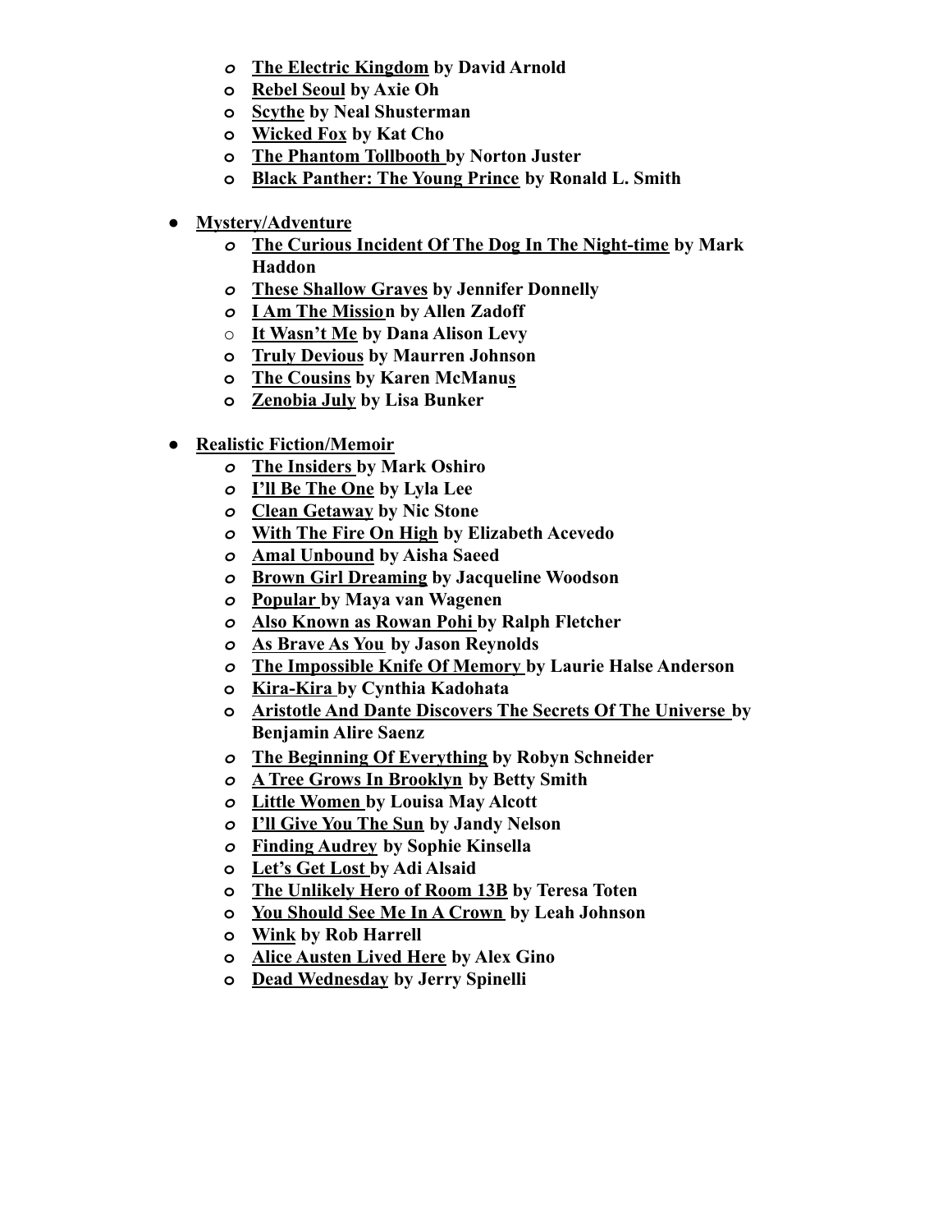- **The Electric Kingdom by David Arnold**
- **Rebel Seoul by Axie Oh**
- **Scythe by Neal Shusterman**
- **Wicked Fox by Kat Cho**
- **The Phantom Tollbooth by Norton Juster**
- **Black Panther: The Young Prince by Ronald L. Smith**

- **Mystery/Adventure**
  - **The Curious Incident Of The Dog In The Night-time by Mark Haddon**
  - **These Shallow Graves by Jennifer Donnelly**
  - **I Am The Mission by Allen Zadoff**
  - **It Wasn't Me by Dana Alison Levy**
  - **Truly Devious by Maurren Johnson**
  - **The Cousins by Karen McManus**
  - **Zenobia July by Lisa Bunker**

- **Realistic Fiction/Memoir**
  - **The Insiders by Mark Oshiro**
  - **I'll Be The One by Lyla Lee**
  - **Clean Getaway by Nic Stone**
  - **With The Fire On High by Elizabeth Acevedo**
  - **Amal Unbound by Aisha Saeed**
  - **Brown Girl Dreaming by Jacqueline Woodson**
  - **Popular by Maya van Wagenen**
  - **Also Known as Rowan Pohi by Ralph Fletcher**
  - **As Brave As You by Jason Reynolds**
  - **The Impossible Knife Of Memory by Laurie Halse Anderson**
  - **Kira-Kira by Cynthia Kadohata**
  - **Aristotle And Dante Discovers The Secrets Of The Universe by Benjamin Alire Saenz**
  - **The Beginning Of Everything by Robyn Schneider**
  - **A Tree Grows In Brooklyn by Betty Smith**
  - **Little Women by Louisa May Alcott**
  - **I'll Give You The Sun by Jandy Nelson**
  - **Finding Audrey by Sophie Kinsella**
  - **Let's Get Lost by Adi Alsaid**
  - **The Unlikely Hero of Room 13B by Teresa Toten**
  - **You Should See Me In A Crown by Leah Johnson**
  - **Wink by Rob Harrell**
  - **Alice Austen Lived Here by Alex Gino**
  - **Dead Wednesday by Jerry Spinelli**